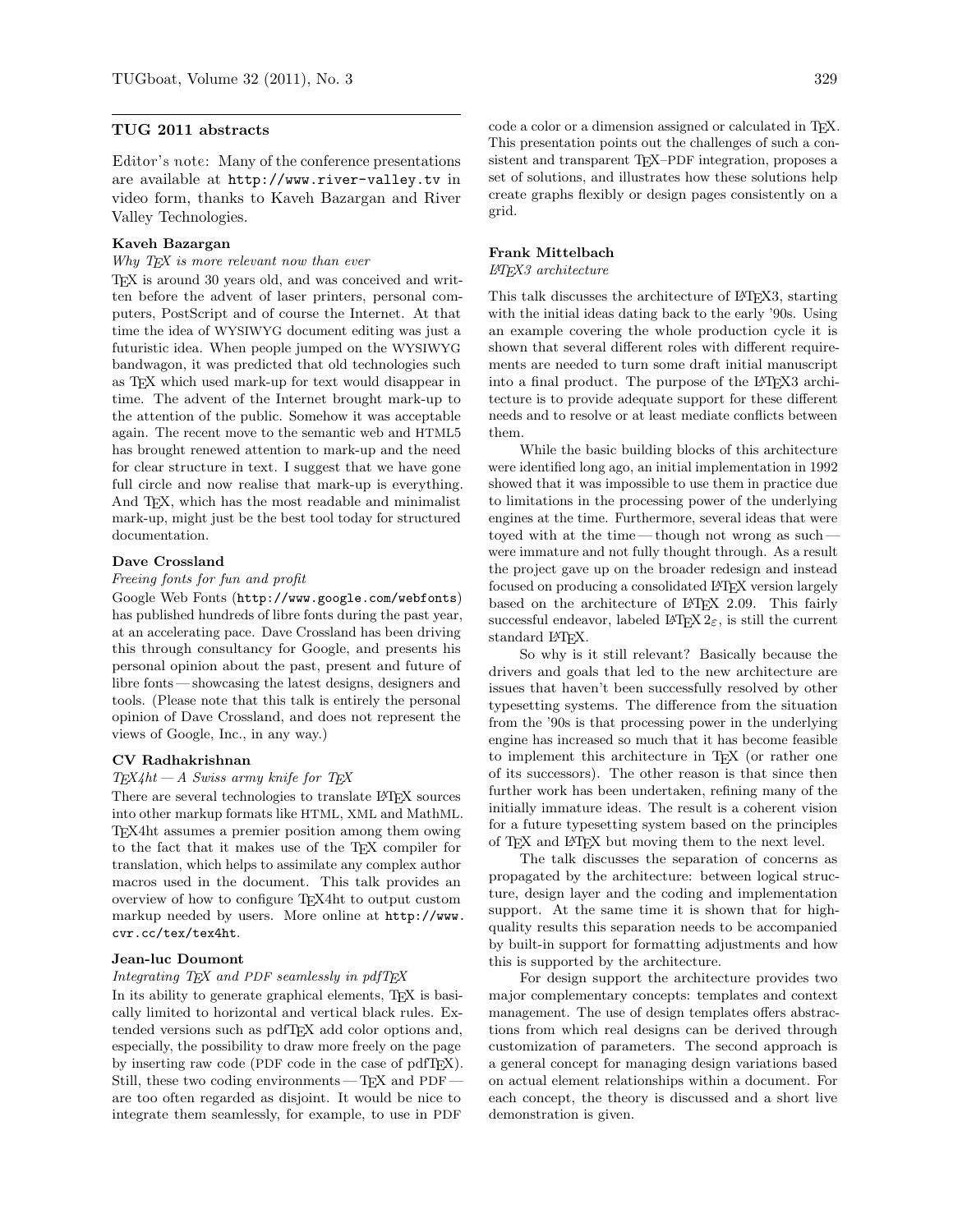## TUG 2011 abstracts

*Editor's note*: Many of the conference presentations are available at http://www.river-valley.tv in video form, thanks to Kaveh Bazargan and River Valley Technologies.

### Kaveh Bazargan

*Why TeX is more relevant now than ever*

TeX is around 30 years old, and was conceived and written before the advent of laser printers, personal computers, PostScript and of course the Internet. At that time the idea of WYSIWYG document editing was just a futuristic idea. When people jumped on the WYSIWYG bandwagon, it was predicted that old technologies such as TeX which used mark-up for text would disappear in time. The advent of the Internet brought mark-up to the attention of the public. Somehow it was acceptable again. The recent move to the semantic web and HTML5 has brought renewed attention to mark-up and the need for clear structure in text. I suggest that we have gone full circle and now realise that mark-up is everything. And TeX, which has the most readable and minimalist mark-up, might just be the best tool today for structured documentation.

### Dave Crossland

*Freeing fonts for fun and profit*

Google Web Fonts (http://www.google.com/webfonts) has published hundreds of libre fonts during the past year, at an accelerating pace. Dave Crossland has been driving this through consultancy for Google, and presents his personal opinion about the past, present and future of libre fonts — showcasing the latest designs, designers and tools. (Please note that this talk is entirely the personal opinion of Dave Crossland, and does not represent the views of Google, Inc., in any way.)

### CV Radhakrishnan

*TeX4ht — A Swiss army knife for TeX*

There are several technologies to translate LaTeX sources into other markup formats like HTML, XML and MathML. TeX4ht assumes a premier position among them owing to the fact that it makes use of the TeX compiler for translation, which helps to assimilate any complex author macros used in the document. This talk provides an overview of how to configure TeX4ht to output custom markup needed by users. More online at http://www.cvr.cc/tex/tex4ht.

### Jean-luc Doumont

*Integrating TeX and PDF seamlessly in pdfTeX*

In its ability to generate graphical elements, TeX is basically limited to horizontal and vertical black rules. Extended versions such as pdfTeX add color options and, especially, the possibility to draw more freely on the page by inserting raw code (PDF code in the case of pdfTeX). Still, these two coding environments — TeX and PDF — are too often regarded as disjoint. It would be nice to integrate them seamlessly, for example, to use in PDF code a color or a dimension assigned or calculated in TeX. This presentation points out the challenges of such a consistent and transparent TeX–PDF integration, proposes a set of solutions, and illustrates how these solutions help create graphs flexibly or design pages consistently on a grid.

### Frank Mittelbach

*LaTeX3 architecture*

This talk discusses the architecture of LaTeX3, starting with the initial ideas dating back to the early '90s. Using an example covering the whole production cycle it is shown that several different roles with different requirements are needed to turn some draft initial manuscript into a final product. The purpose of the LaTeX3 architecture is to provide adequate support for these different needs and to resolve or at least mediate conflicts between them.

While the basic building blocks of this architecture were identified long ago, an initial implementation in 1992 showed that it was impossible to use them in practice due to limitations in the processing power of the underlying engines at the time. Furthermore, several ideas that were toyed with at the time — though not wrong as such — were immature and not fully thought through. As a result the project gave up on the broader redesign and instead focused on producing a consolidated LaTeX version largely based on the architecture of LaTeX 2.09. This fairly successful endeavor, labeled LaTeX $2_\varepsilon$, is still the current standard LaTeX.

So why is it still relevant? Basically because the drivers and goals that led to the new architecture are issues that haven't been successfully resolved by other typesetting systems. The difference from the situation from the '90s is that processing power in the underlying engine has increased so much that it has become feasible to implement this architecture in TeX (or rather one of its successors). The other reason is that since then further work has been undertaken, refining many of the initially immature ideas. The result is a coherent vision for a future typesetting system based on the principles of TeX and LaTeX but moving them to the next level.

The talk discusses the separation of concerns as propagated by the architecture: between logical structure, design layer and the coding and implementation support. At the same time it is shown that for high-quality results this separation needs to be accompanied by built-in support for formatting adjustments and how this is supported by the architecture.

For design support the architecture provides two major complementary concepts: templates and context management. The use of design templates offers abstractions from which real designs can be derived through customization of parameters. The second approach is a general concept for managing design variations based on actual element relationships within a document. For each concept, the theory is discussed and a short live demonstration is given.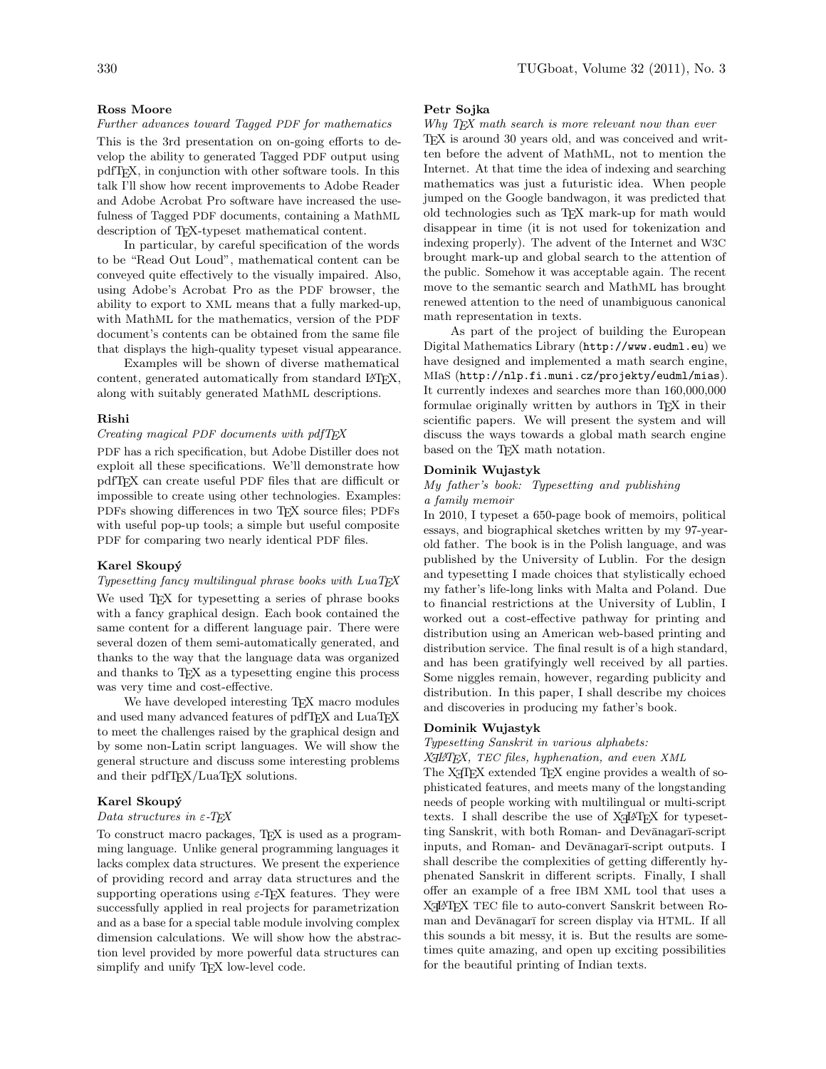**Ross Moore**

*Further advances toward Tagged PDF for mathematics*

This is the 3rd presentation on on-going efforts to develop the ability to generated Tagged PDF output using pdfTEX, in conjunction with other software tools. In this talk I'll show how recent improvements to Adobe Reader and Adobe Acrobat Pro software have increased the usefulness of Tagged PDF documents, containing a MathML description of TEX-typeset mathematical content.

In particular, by careful specification of the words to be "Read Out Loud", mathematical content can be conveyed quite effectively to the visually impaired. Also, using Adobe's Acrobat Pro as the PDF browser, the ability to export to XML means that a fully marked-up, with MathML for the mathematics, version of the PDF document's contents can be obtained from the same file that displays the high-quality typeset visual appearance.

Examples will be shown of diverse mathematical content, generated automatically from standard LATEX, along with suitably generated MathML descriptions.

**Rishi**

*Creating magical PDF documents with pdfTEX*

PDF has a rich specification, but Adobe Distiller does not exploit all these specifications. We'll demonstrate how pdfTEX can create useful PDF files that are difficult or impossible to create using other technologies. Examples: PDFs showing differences in two TEX source files; PDFs with useful pop-up tools; a simple but useful composite PDF for comparing two nearly identical PDF files.

**Karel Skoupý**

*Typesetting fancy multilingual phrase books with LuaTEX*

We used TEX for typesetting a series of phrase books with a fancy graphical design. Each book contained the same content for a different language pair. There were several dozen of them semi-automatically generated, and thanks to the way that the language data was organized and thanks to TEX as a typesetting engine this process was very time and cost-effective.

We have developed interesting TEX macro modules and used many advanced features of pdfTEX and LuaTEX to meet the challenges raised by the graphical design and by some non-Latin script languages. We will show the general structure and discuss some interesting problems and their pdfTEX/LuaTEX solutions.

**Karel Skoupý**

*Data structures in ε-TEX*

To construct macro packages, TEX is used as a programming language. Unlike general programming languages it lacks complex data structures. We present the experience of providing record and array data structures and the supporting operations using ε-TEX features. They were successfully applied in real projects for parametrization and as a base for a special table module involving complex dimension calculations. We will show how the abstraction level provided by more powerful data structures can simplify and unify TEX low-level code.

**Petr Sojka**

*Why TEX math search is more relevant now than ever*

TEX is around 30 years old, and was conceived and written before the advent of MathML, not to mention the Internet. At that time the idea of indexing and searching mathematics was just a futuristic idea. When people jumped on the Google bandwagon, it was predicted that old technologies such as TEX mark-up for math would disappear in time (it is not used for tokenization and indexing properly). The advent of the Internet and W3C brought mark-up and global search to the attention of the public. Somehow it was acceptable again. The recent move to the semantic search and MathML has brought renewed attention to the need of unambiguous canonical math representation in texts.

As part of the project of building the European Digital Mathematics Library (`http://www.eudml.eu`) we have designed and implemented a math search engine, MIaS (`http://nlp.fi.muni.cz/projekty/eudml/mias`). It currently indexes and searches more than 160,000,000 formulae originally written by authors in TEX in their scientific papers. We will present the system and will discuss the ways towards a global math search engine based on the TEX math notation.

**Dominik Wujastyk**

*My father's book: Typesetting and publishing a family memoir*

In 2010, I typeset a 650-page book of memoirs, political essays, and biographical sketches written by my 97-year-old father. The book is in the Polish language, and was published by the University of Lublin. For the design and typesetting I made choices that stylistically echoed my father's life-long links with Malta and Poland. Due to financial restrictions at the University of Lublin, I worked out a cost-effective pathway for printing and distribution using an American web-based printing and distribution service. The final result is of a high standard, and has been gratifyingly well received by all parties. Some niggles remain, however, regarding publicity and distribution. In this paper, I shall describe my choices and discoveries in producing my father's book.

**Dominik Wujastyk**

*Typesetting Sanskrit in various alphabets: XƎLATEX, TEC files, hyphenation, and even XML*

The XƎTEX extended TEX engine provides a wealth of sophisticated features, and meets many of the longstanding needs of people working with multilingual or multi-script texts. I shall describe the use of XƎLATEX for typesetting Sanskrit, with both Roman- and Devānagarī-script inputs, and Roman- and Devānagarī-script outputs. I shall describe the complexities of getting differently hyphenated Sanskrit in different scripts. Finally, I shall offer an example of a free IBM XML tool that uses a XƎLATEX TEC file to auto-convert Sanskrit between Roman and Devānagarī for screen display via HTML. If all this sounds a bit messy, it is. But the results are sometimes quite amazing, and open up exciting possibilities for the beautiful printing of Indian texts.